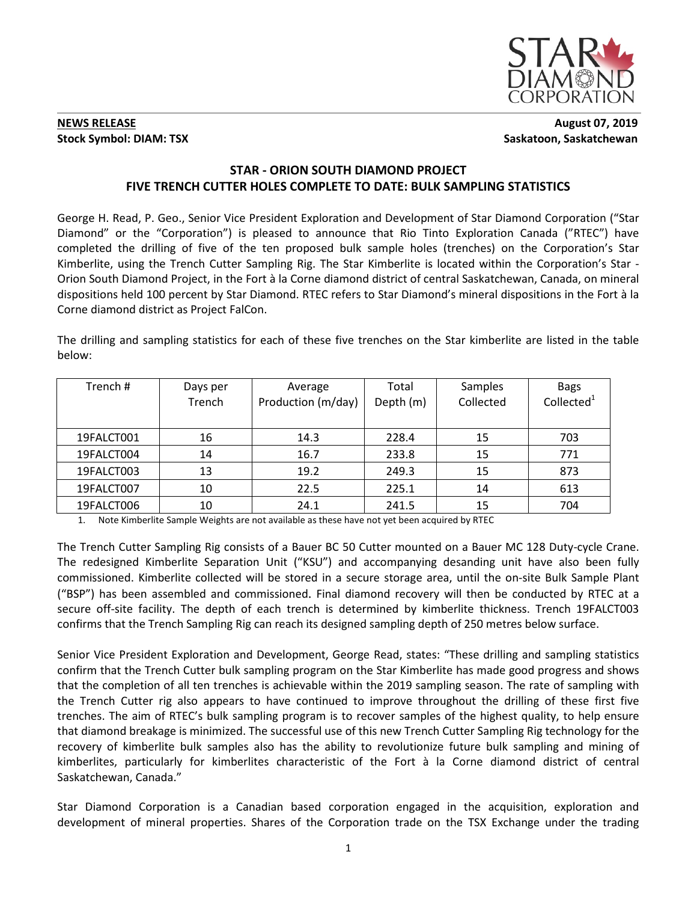**NEWS RELEASE**
**Stock Symbol: DIAM: TSX**

**August 07, 2019**
**Saskatoon, Saskatchewan**

## STAR - ORION SOUTH DIAMOND PROJECT
## FIVE TRENCH CUTTER HOLES COMPLETE TO DATE: BULK SAMPLING STATISTICS

George H. Read, P. Geo., Senior Vice President Exploration and Development of Star Diamond Corporation ("Star Diamond" or the "Corporation") is pleased to announce that Rio Tinto Exploration Canada ("RTEC") have completed the drilling of five of the ten proposed bulk sample holes (trenches) on the Corporation's Star Kimberlite, using the Trench Cutter Sampling Rig. The Star Kimberlite is located within the Corporation's Star - Orion South Diamond Project, in the Fort à la Corne diamond district of central Saskatchewan, Canada, on mineral dispositions held 100 percent by Star Diamond. RTEC refers to Star Diamond's mineral dispositions in the Fort à la Corne diamond district as Project FalCon.

The drilling and sampling statistics for each of these five trenches on the Star kimberlite are listed in the table below:

| Trench # | Days per Trench | Average Production (m/day) | Total Depth (m) | Samples Collected | Bags Collected[1] |
|---|---|---|---|---|---|
| 19FALCT001 | 16 | 14.3 | 228.4 | 15 | 703 |
| 19FALCT004 | 14 | 16.7 | 233.8 | 15 | 771 |
| 19FALCT003 | 13 | 19.2 | 249.3 | 15 | 873 |
| 19FALCT007 | 10 | 22.5 | 225.1 | 14 | 613 |
| 19FALCT006 | 10 | 24.1 | 241.5 | 15 | 704 |

1. Note Kimberlite Sample Weights are not available as these have not yet been acquired by RTEC

The Trench Cutter Sampling Rig consists of a Bauer BC 50 Cutter mounted on a Bauer MC 128 Duty-cycle Crane. The redesigned Kimberlite Separation Unit ("KSU") and accompanying desanding unit have also been fully commissioned. Kimberlite collected will be stored in a secure storage area, until the on-site Bulk Sample Plant ("BSP") has been assembled and commissioned. Final diamond recovery will then be conducted by RTEC at a secure off-site facility. The depth of each trench is determined by kimberlite thickness. Trench 19FALCT003 confirms that the Trench Sampling Rig can reach its designed sampling depth of 250 metres below surface.

Senior Vice President Exploration and Development, George Read, states: "These drilling and sampling statistics confirm that the Trench Cutter bulk sampling program on the Star Kimberlite has made good progress and shows that the completion of all ten trenches is achievable within the 2019 sampling season. The rate of sampling with the Trench Cutter rig also appears to have continued to improve throughout the drilling of these first five trenches. The aim of RTEC's bulk sampling program is to recover samples of the highest quality, to help ensure that diamond breakage is minimized. The successful use of this new Trench Cutter Sampling Rig technology for the recovery of kimberlite bulk samples also has the ability to revolutionize future bulk sampling and mining of kimberlites, particularly for kimberlites characteristic of the Fort à la Corne diamond district of central Saskatchewan, Canada."

Star Diamond Corporation is a Canadian based corporation engaged in the acquisition, exploration and development of mineral properties. Shares of the Corporation trade on the TSX Exchange under the trading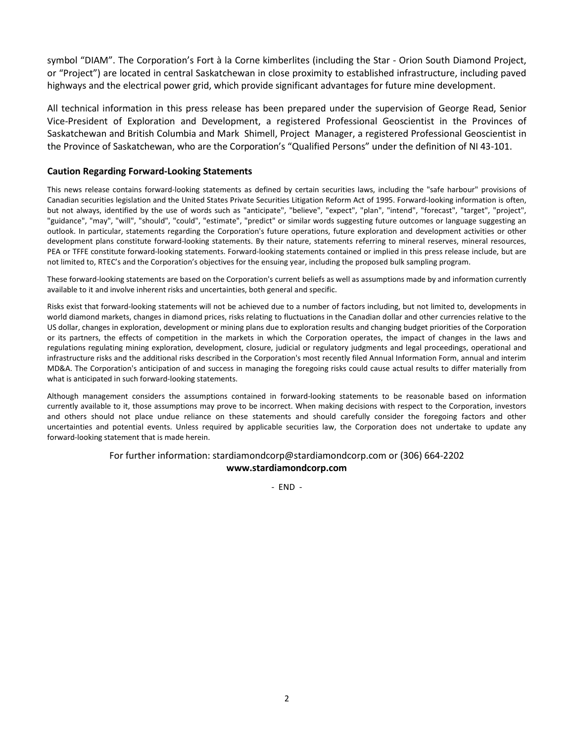symbol "DIAM". The Corporation's Fort à la Corne kimberlites (including the Star - Orion South Diamond Project, or "Project") are located in central Saskatchewan in close proximity to established infrastructure, including paved highways and the electrical power grid, which provide significant advantages for future mine development.

All technical information in this press release has been prepared under the supervision of George Read, Senior Vice-President of Exploration and Development, a registered Professional Geoscientist in the Provinces of Saskatchewan and British Columbia and Mark Shimell, Project Manager, a registered Professional Geoscientist in the Province of Saskatchewan, who are the Corporation's "Qualified Persons" under the definition of NI 43-101.

### Caution Regarding Forward-Looking Statements

This news release contains forward-looking statements as defined by certain securities laws, including the "safe harbour" provisions of Canadian securities legislation and the United States Private Securities Litigation Reform Act of 1995. Forward-looking information is often, but not always, identified by the use of words such as "anticipate", "believe", "expect", "plan", "intend", "forecast", "target", "project", "guidance", "may", "will", "should", "could", "estimate", "predict" or similar words suggesting future outcomes or language suggesting an outlook. In particular, statements regarding the Corporation's future operations, future exploration and development activities or other development plans constitute forward-looking statements. By their nature, statements referring to mineral reserves, mineral resources, PEA or TFFE constitute forward-looking statements. Forward-looking statements contained or implied in this press release include, but are not limited to, RTEC's and the Corporation's objectives for the ensuing year, including the proposed bulk sampling program.

These forward-looking statements are based on the Corporation's current beliefs as well as assumptions made by and information currently available to it and involve inherent risks and uncertainties, both general and specific.

Risks exist that forward-looking statements will not be achieved due to a number of factors including, but not limited to, developments in world diamond markets, changes in diamond prices, risks relating to fluctuations in the Canadian dollar and other currencies relative to the US dollar, changes in exploration, development or mining plans due to exploration results and changing budget priorities of the Corporation or its partners, the effects of competition in the markets in which the Corporation operates, the impact of changes in the laws and regulations regulating mining exploration, development, closure, judicial or regulatory judgments and legal proceedings, operational and infrastructure risks and the additional risks described in the Corporation's most recently filed Annual Information Form, annual and interim MD&A. The Corporation's anticipation of and success in managing the foregoing risks could cause actual results to differ materially from what is anticipated in such forward-looking statements.

Although management considers the assumptions contained in forward-looking statements to be reasonable based on information currently available to it, those assumptions may prove to be incorrect. When making decisions with respect to the Corporation, investors and others should not place undue reliance on these statements and should carefully consider the foregoing factors and other uncertainties and potential events. Unless required by applicable securities law, the Corporation does not undertake to update any forward-looking statement that is made herein.

For further information: stardiamondcorp@stardiamondcorp.com or (306) 664-2202
**www.stardiamondcorp.com**

- END -